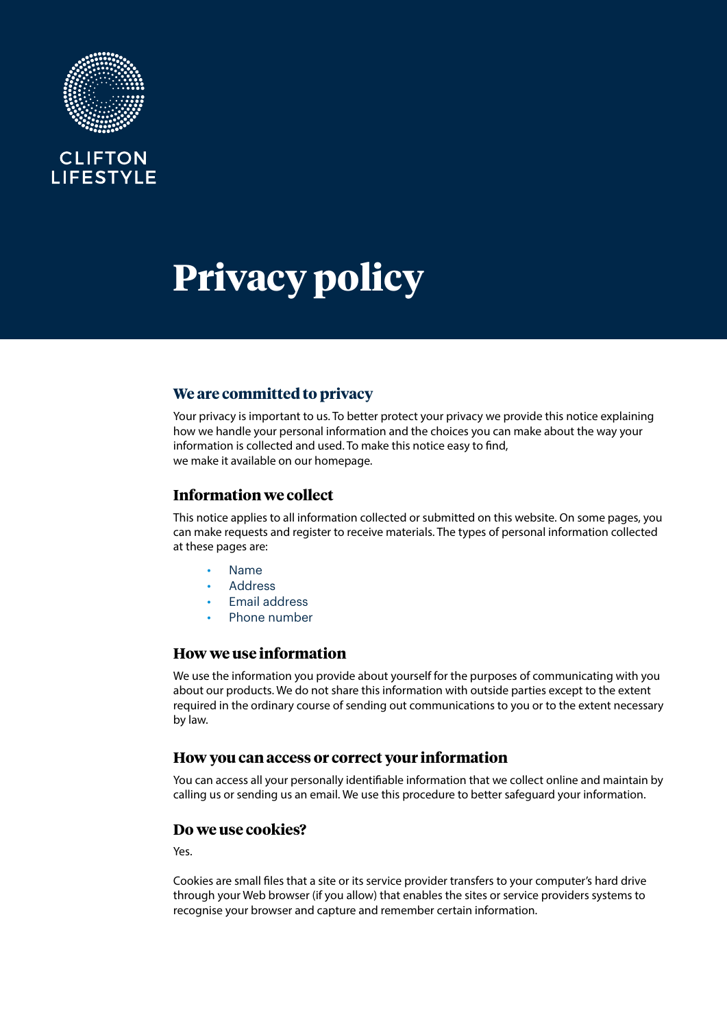CLIFTON LIFESTYLE

# Privacy policy

## We are committed to privacy

Your privacy is important to us. To better protect your privacy we provide this notice explaining how we handle your personal information and the choices you can make about the way your information is collected and used. To make this notice easy to find, we make it available on our homepage.

## Information we collect

This notice applies to all information collected or submitted on this website. On some pages, you can make requests and register to receive materials. The types of personal information collected at these pages are:

- Name
- Address
- Email address
- Phone number

## How we use information

We use the information you provide about yourself for the purposes of communicating with you about our products. We do not share this information with outside parties except to the extent required in the ordinary course of sending out communications to you or to the extent necessary by law.

## How you can access or correct your information

You can access all your personally identifiable information that we collect online and maintain by calling us or sending us an email. We use this procedure to better safeguard your information.

## Do we use cookies?

Yes.

Cookies are small files that a site or its service provider transfers to your computer's hard drive through your Web browser (if you allow) that enables the sites or service providers systems to recognise your browser and capture and remember certain information.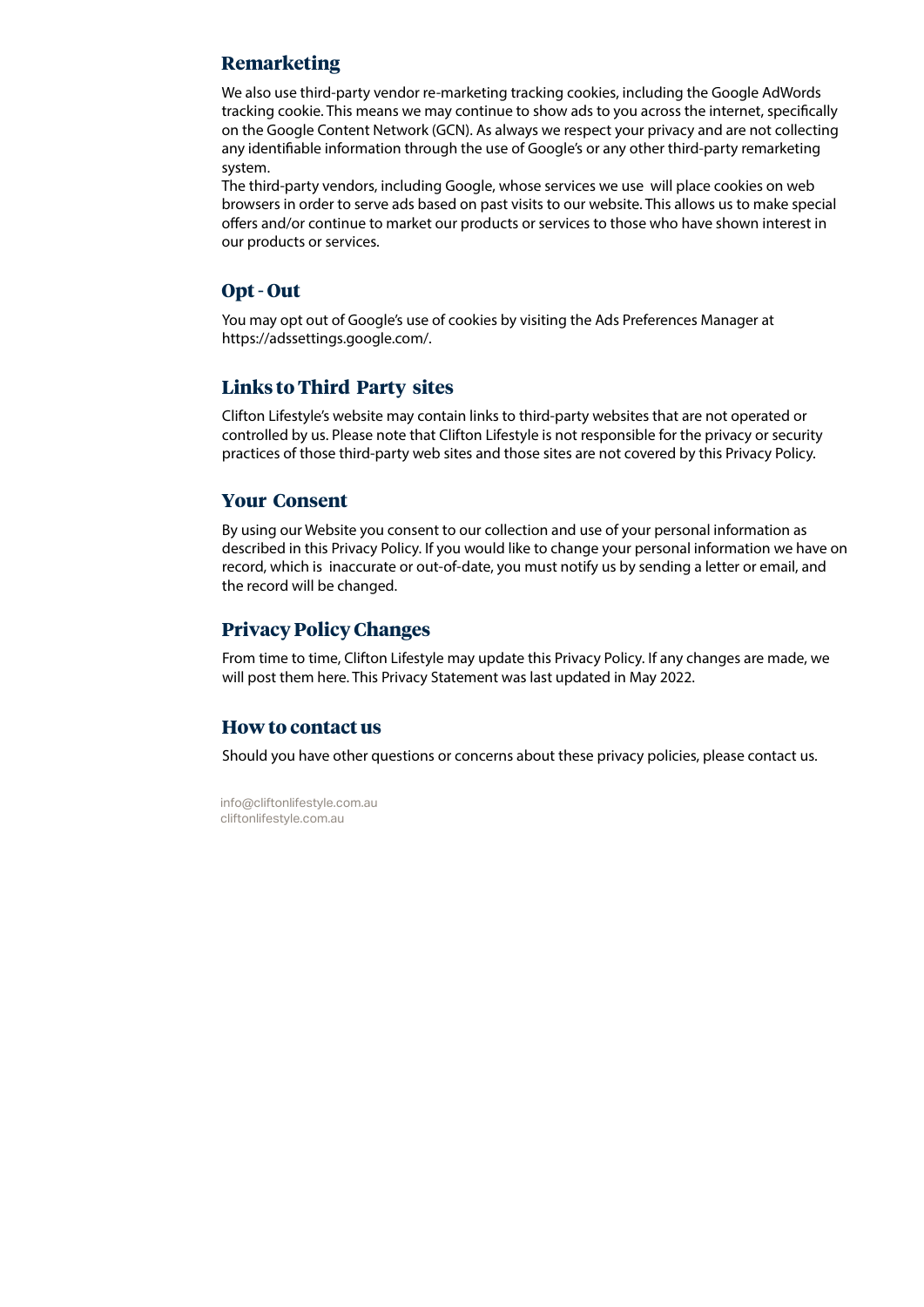## Remarketing

We also use third-party vendor re-marketing tracking cookies, including the Google AdWords tracking cookie. This means we may continue to show ads to you across the internet, specifically on the Google Content Network (GCN). As always we respect your privacy and are not collecting any identifiable information through the use of Google's or any other third-party remarketing system.
The third-party vendors, including Google, whose services we use will place cookies on web browsers in order to serve ads based on past visits to our website. This allows us to make special offers and/or continue to market our products or services to those who have shown interest in our products or services.

## Opt - Out

You may opt out of Google's use of cookies by visiting the Ads Preferences Manager at https://adssettings.google.com/.

## Links to Third Party sites

Clifton Lifestyle's website may contain links to third-party websites that are not operated or controlled by us. Please note that Clifton Lifestyle is not responsible for the privacy or security practices of those third-party web sites and those sites are not covered by this Privacy Policy.

## Your Consent

By using our Website you consent to our collection and use of your personal information as described in this Privacy Policy. If you would like to change your personal information we have on record, which is inaccurate or out-of-date, you must notify us by sending a letter or email, and the record will be changed.

## Privacy Policy Changes

From time to time, Clifton Lifestyle may update this Privacy Policy. If any changes are made, we will post them here. This Privacy Statement was last updated in May 2022.

## How to contact us

Should you have other questions or concerns about these privacy policies, please contact us.

info@cliftonlifestyle.com.au
cliftonlifestyle.com.au